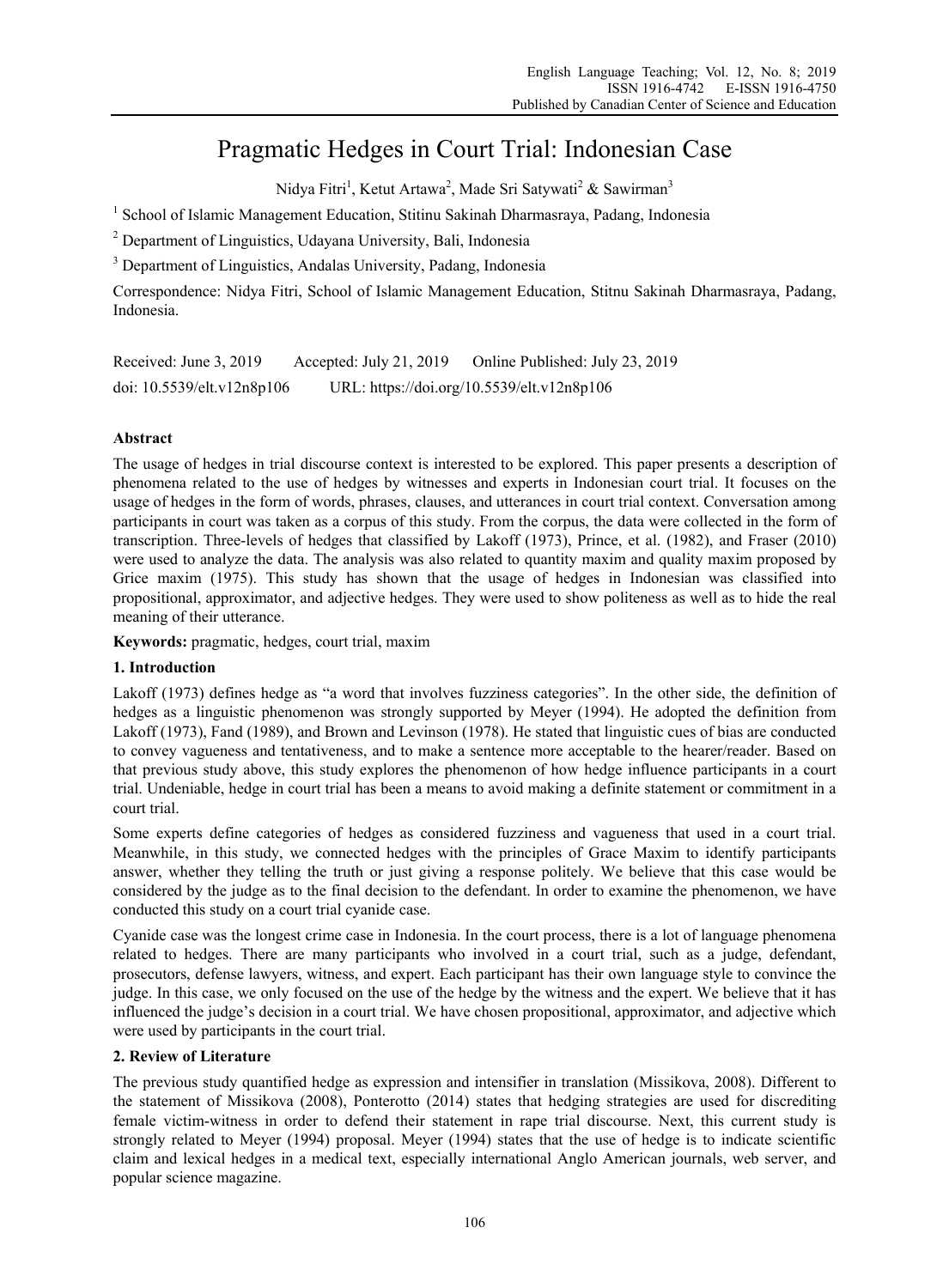# Pragmatic Hedges in Court Trial: Indonesian Case

Nidya Fitri[1], Ketut Artawa[2], Made Sri Satywati[2] & Sawirman[3]

[1] School of Islamic Management Education, Stitinu Sakinah Dharmasraya, Padang, Indonesia

[2] Department of Linguistics, Udayana University, Bali, Indonesia

[3] Department of Linguistics, Andalas University, Padang, Indonesia

Correspondence: Nidya Fitri, School of Islamic Management Education, Stitnu Sakinah Dharmasraya, Padang, Indonesia.

Received: June 3, 2019 Accepted: July 21, 2019 Online Published: July 23, 2019

doi: 10.5539/elt.v12n8p106 URL: https://doi.org/10.5539/elt.v12n8p106

**Abstract**

The usage of hedges in trial discourse context is interested to be explored. This paper presents a description of phenomena related to the use of hedges by witnesses and experts in Indonesian court trial. It focuses on the usage of hedges in the form of words, phrases, clauses, and utterances in court trial context. Conversation among participants in court was taken as a corpus of this study. From the corpus, the data were collected in the form of transcription. Three-levels of hedges that classified by Lakoff (1973), Prince, et al. (1982), and Fraser (2010) were used to analyze the data. The analysis was also related to quantity maxim and quality maxim proposed by Grice maxim (1975). This study has shown that the usage of hedges in Indonesian was classified into propositional, approximator, and adjective hedges. They were used to show politeness as well as to hide the real meaning of their utterance.

**Keywords:** pragmatic, hedges, court trial, maxim

## 1. Introduction

Lakoff (1973) defines hedge as "a word that involves fuzziness categories". In the other side, the definition of hedges as a linguistic phenomenon was strongly supported by Meyer (1994). He adopted the definition from Lakoff (1973), Fand (1989), and Brown and Levinson (1978). He stated that linguistic cues of bias are conducted to convey vagueness and tentativeness, and to make a sentence more acceptable to the hearer/reader. Based on that previous study above, this study explores the phenomenon of how hedge influence participants in a court trial. Undeniable, hedge in court trial has been a means to avoid making a definite statement or commitment in a court trial.

Some experts define categories of hedges as considered fuzziness and vagueness that used in a court trial. Meanwhile, in this study, we connected hedges with the principles of Grace Maxim to identify participants answer, whether they telling the truth or just giving a response politely. We believe that this case would be considered by the judge as to the final decision to the defendant. In order to examine the phenomenon, we have conducted this study on a court trial cyanide case.

Cyanide case was the longest crime case in Indonesia. In the court process, there is a lot of language phenomena related to hedges. There are many participants who involved in a court trial, such as a judge, defendant, prosecutors, defense lawyers, witness, and expert. Each participant has their own language style to convince the judge. In this case, we only focused on the use of the hedge by the witness and the expert. We believe that it has influenced the judge's decision in a court trial. We have chosen propositional, approximator, and adjective which were used by participants in the court trial.

## 2. Review of Literature

The previous study quantified hedge as expression and intensifier in translation (Missikova, 2008). Different to the statement of Missikova (2008), Ponterotto (2014) states that hedging strategies are used for discrediting female victim-witness in order to defend their statement in rape trial discourse. Next, this current study is strongly related to Meyer (1994) proposal. Meyer (1994) states that the use of hedge is to indicate scientific claim and lexical hedges in a medical text, especially international Anglo American journals, web server, and popular science magazine.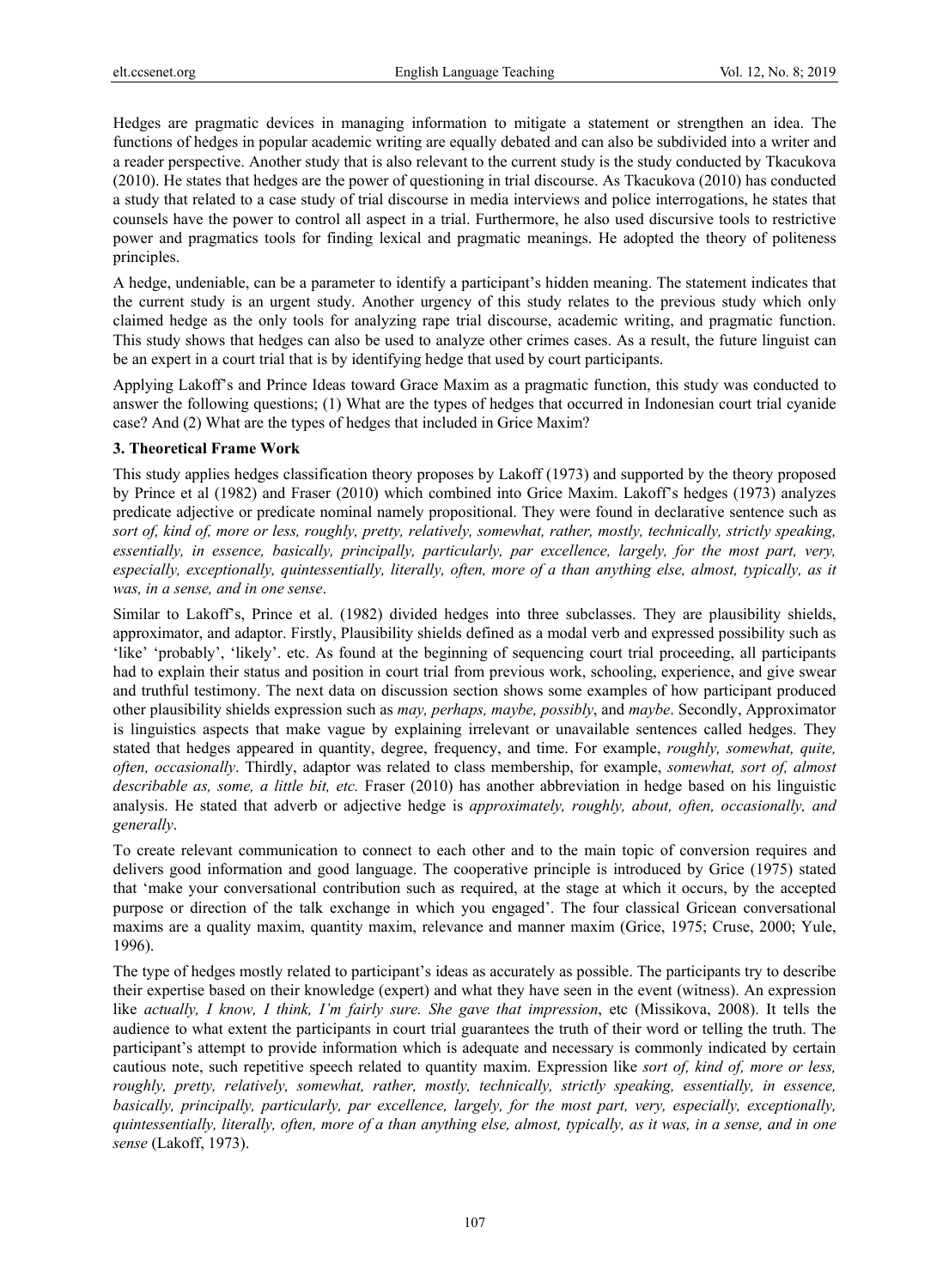Hedges are pragmatic devices in managing information to mitigate a statement or strengthen an idea. The functions of hedges in popular academic writing are equally debated and can also be subdivided into a writer and a reader perspective. Another study that is also relevant to the current study is the study conducted by Tkacukova (2010). He states that hedges are the power of questioning in trial discourse. As Tkacukova (2010) has conducted a study that related to a case study of trial discourse in media interviews and police interrogations, he states that counsels have the power to control all aspect in a trial. Furthermore, he also used discursive tools to restrictive power and pragmatics tools for finding lexical and pragmatic meanings. He adopted the theory of politeness principles.

A hedge, undeniable, can be a parameter to identify a participant's hidden meaning. The statement indicates that the current study is an urgent study. Another urgency of this study relates to the previous study which only claimed hedge as the only tools for analyzing rape trial discourse, academic writing, and pragmatic function. This study shows that hedges can also be used to analyze other crimes cases. As a result, the future linguist can be an expert in a court trial that is by identifying hedge that used by court participants.

Applying Lakoff's and Prince Ideas toward Grace Maxim as a pragmatic function, this study was conducted to answer the following questions; (1) What are the types of hedges that occurred in Indonesian court trial cyanide case? And (2) What are the types of hedges that included in Grice Maxim?

## 3. Theoretical Frame Work

This study applies hedges classification theory proposes by Lakoff (1973) and supported by the theory proposed by Prince et al (1982) and Fraser (2010) which combined into Grice Maxim. Lakoff's hedges (1973) analyzes predicate adjective or predicate nominal namely propositional. They were found in declarative sentence such as *sort of, kind of, more or less, roughly, pretty, relatively, somewhat, rather, mostly, technically, strictly speaking, essentially, in essence, basically, principally, particularly, par excellence, largely, for the most part, very, especially, exceptionally, quintessentially, literally, often, more of a than anything else, almost, typically, as it was, in a sense, and in one sense*.

Similar to Lakoff's, Prince et al. (1982) divided hedges into three subclasses. They are plausibility shields, approximator, and adaptor. Firstly, Plausibility shields defined as a modal verb and expressed possibility such as 'like' 'probably', 'likely'. etc. As found at the beginning of sequencing court trial proceeding, all participants had to explain their status and position in court trial from previous work, schooling, experience, and give swear and truthful testimony. The next data on discussion section shows some examples of how participant produced other plausibility shields expression such as *may, perhaps, maybe, possibly*, and *maybe*. Secondly, Approximator is linguistics aspects that make vague by explaining irrelevant or unavailable sentences called hedges. They stated that hedges appeared in quantity, degree, frequency, and time. For example, *roughly, somewhat, quite, often, occasionally*. Thirdly, adaptor was related to class membership, for example, *somewhat, sort of, almost describable as, some, a little bit, etc.* Fraser (2010) has another abbreviation in hedge based on his linguistic analysis. He stated that adverb or adjective hedge is *approximately, roughly, about, often, occasionally, and generally*.

To create relevant communication to connect to each other and to the main topic of conversion requires and delivers good information and good language. The cooperative principle is introduced by Grice (1975) stated that 'make your conversational contribution such as required, at the stage at which it occurs, by the accepted purpose or direction of the talk exchange in which you engaged'. The four classical Gricean conversational maxims are a quality maxim, quantity maxim, relevance and manner maxim (Grice, 1975; Cruse, 2000; Yule, 1996).

The type of hedges mostly related to participant's ideas as accurately as possible. The participants try to describe their expertise based on their knowledge (expert) and what they have seen in the event (witness). An expression like *actually, I know, I think, I'm fairly sure. She gave that impression*, etc (Missikova, 2008). It tells the audience to what extent the participants in court trial guarantees the truth of their word or telling the truth. The participant's attempt to provide information which is adequate and necessary is commonly indicated by certain cautious note, such repetitive speech related to quantity maxim. Expression like *sort of, kind of, more or less, roughly, pretty, relatively, somewhat, rather, mostly, technically, strictly speaking, essentially, in essence, basically, principally, particularly, par excellence, largely, for the most part, very, especially, exceptionally, quintessentially, literally, often, more of a than anything else, almost, typically, as it was, in a sense, and in one sense* (Lakoff, 1973).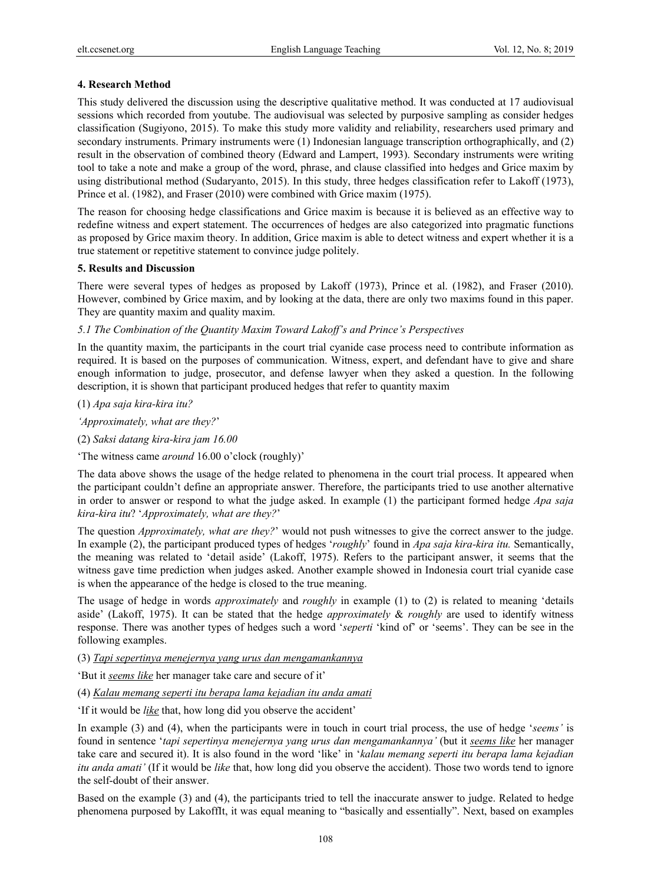### 4. Research Method

This study delivered the discussion using the descriptive qualitative method. It was conducted at 17 audiovisual sessions which recorded from youtube. The audiovisual was selected by purposive sampling as consider hedges classification (Sugiyono, 2015). To make this study more validity and reliability, researchers used primary and secondary instruments. Primary instruments were (1) Indonesian language transcription orthographically, and (2) result in the observation of combined theory (Edward and Lampert, 1993). Secondary instruments were writing tool to take a note and make a group of the word, phrase, and clause classified into hedges and Grice maxim by using distributional method (Sudaryanto, 2015). In this study, three hedges classification refer to Lakoff (1973), Prince et al. (1982), and Fraser (2010) were combined with Grice maxim (1975).

The reason for choosing hedge classifications and Grice maxim is because it is believed as an effective way to redefine witness and expert statement. The occurrences of hedges are also categorized into pragmatic functions as proposed by Grice maxim theory. In addition, Grice maxim is able to detect witness and expert whether it is a true statement or repetitive statement to convince judge politely.

### 5. Results and Discussion

There were several types of hedges as proposed by Lakoff (1973), Prince et al. (1982), and Fraser (2010). However, combined by Grice maxim, and by looking at the data, there are only two maxims found in this paper. They are quantity maxim and quality maxim.

#### *5.1 The Combination of the Quantity Maxim Toward Lakoff's and Prince's Perspectives*

In the quantity maxim, the participants in the court trial cyanide case process need to contribute information as required. It is based on the purposes of communication. Witness, expert, and defendant have to give and share enough information to judge, prosecutor, and defense lawyer when they asked a question. In the following description, it is shown that participant produced hedges that refer to quantity maxim

(1) *Apa saja kira-kira itu?*

*'Approximately, what are they?*'

(2) *Saksi datang kira-kira jam 16.00*

'The witness came *around* 16.00 o'clock (roughly)'

The data above shows the usage of the hedge related to phenomena in the court trial process. It appeared when the participant couldn't define an appropriate answer. Therefore, the participants tried to use another alternative in order to answer or respond to what the judge asked. In example (1) the participant formed hedge *Apa saja kira-kira itu*? '*Approximately, what are they?*'

The question *Approximately, what are they?*' would not push witnesses to give the correct answer to the judge. In example (2), the participant produced types of hedges '*roughly*' found in *Apa saja kira-kira itu.* Semantically, the meaning was related to 'detail aside' (Lakoff, 1975). Refers to the participant answer, it seems that the witness gave time prediction when judges asked. Another example showed in Indonesia court trial cyanide case is when the appearance of the hedge is closed to the true meaning.

The usage of hedge in words *approximately* and *roughly* in example (1) to (2) is related to meaning 'details aside' (Lakoff, 1975). It can be stated that the hedge *approximately* & *roughly* are used to identify witness response. There was another types of hedges such a word '*seperti* 'kind of' or 'seems'. They can be see in the following examples.

(3) *Tapi sepertinya menejernya yang urus dan mengamankannya*

'But it *seems like* her manager take care and secure of it'

(4) *Kalau memang seperti itu berapa lama kejadian itu anda amati*

'If it would be *like* that, how long did you observe the accident'

In example (3) and (4), when the participants were in touch in court trial process, the use of hedge '*seems'* is found in sentence '*tapi sepertinya menejernya yang urus dan mengamankannya'* (but it *seems like* her manager take care and secured it). It is also found in the word 'like' in '*kalau memang seperti itu berapa lama kejadian itu anda amati'* (If it would be *like* that, how long did you observe the accident). Those two words tend to ignore the self-doubt of their answer.

Based on the example (3) and (4), the participants tried to tell the inaccurate answer to judge. Related to hedge phenomena purposed by LakoffIt, it was equal meaning to "basically and essentially". Next, based on examples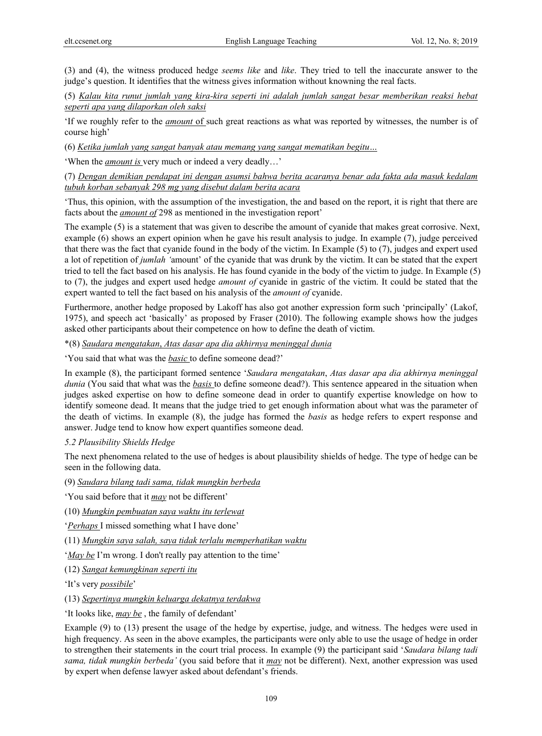(3) and (4), the witness produced hedge *seems like* and *like*. They tried to tell the inaccurate answer to the judge's question. It identifies that the witness gives information without knowning the real facts.

(5) Kalau kita runut jumlah yang kira-kira seperti ini adalah jumlah sangat besar memberikan reaksi hebat seperti apa yang dilaporkan oleh saksi

'If we roughly refer to the ***amount*** of such great reactions as what was reported by witnesses, the number is of course high'

(6) *Ketika jumlah yang sangat banyak atau memang yang sangat mematikan begitu…*

'When the ***amount is*** very much or indeed a very deadly…'

(7) Dengan demikian pendapat ini dengan asumsi bahwa berita acaranya benar ada fakta ada masuk kedalam tubuh korban sebanyak 298 mg yang disebut dalam berita acara

'Thus, this opinion, with the assumption of the investigation, the and based on the report, it is right that there are facts about the ***amount of*** 298 as mentioned in the investigation report'

The example (5) is a statement that was given to describe the amount of cyanide that makes great corrosive. Next, example (6) shows an expert opinion when he gave his result analysis to judge. In example (7), judge perceived that there was the fact that cyanide found in the body of the victim. In Example (5) to (7), judges and expert used a lot of repetition of *jumlah '*amount' of the cyanide that was drunk by the victim. It can be stated that the expert tried to tell the fact based on his analysis. He has found cyanide in the body of the victim to judge. In Example (5) to (7), the judges and expert used hedge *amount of* cyanide in gastric of the victim. It could be stated that the expert wanted to tell the fact based on his analysis of the *amount of* cyanide.

Furthermore, another hedge proposed by Lakoff has also got another expression form such 'principally' (Lakof, 1975), and speech act 'basically' as proposed by Fraser (2010). The following example shows how the judges asked other participants about their competence on how to define the death of victim.

*(8) Saudara mengatakan, Atas dasar apa dia akhirnya meninggal dunia

'You said that what was the ***basic*** to define someone dead?'

In example (8), the participant formed sentence '*Saudara mengatakan*, *Atas dasar apa dia akhirnya meninggal dunia* (You said that what was the ***basis*** to define someone dead?). This sentence appeared in the situation when judges asked expertise on how to define someone dead in order to quantify expertise knowledge on how to identify someone dead. It means that the judge tried to get enough information about what was the parameter of the death of victims. In example (8), the judge has formed the *basis* as hedge refers to expert response and answer. Judge tend to know how expert quantifies someone dead.

*5.2 Plausibility Shields Hedge*

The next phenomena related to the use of hedges is about plausibility shields of hedge. The type of hedge can be seen in the following data.

(9) Saudara bilang tadi sama, tidak mungkin berbeda

'You said before that it ***may*** not be different'

(10) Mungkin pembuatan saya waktu itu terlewat

'***Perhaps*** I missed something what I have done'

(11) Mungkin saya salah, saya tidak terlalu memperhatikan waktu

'***May be*** I'm wrong. I don't really pay attention to the time'

(12) Sangat kemungkinan seperti itu

'It's very ***possibile***'

(13) Sepertinya mungkin keluarga dekatnya terdakwa

'It looks like, ***may be*** , the family of defendant'

Example (9) to (13) present the usage of the hedge by expertise, judge, and witness. The hedges were used in high frequency. As seen in the above examples, the participants were only able to use the usage of hedge in order to strengthen their statements in the court trial process. In example (9) the participant said '*Saudara bilang tadi sama, tidak mungkin berbeda'* (you said before that it ***may*** not be different). Next, another expression was used by expert when defense lawyer asked about defendant's friends.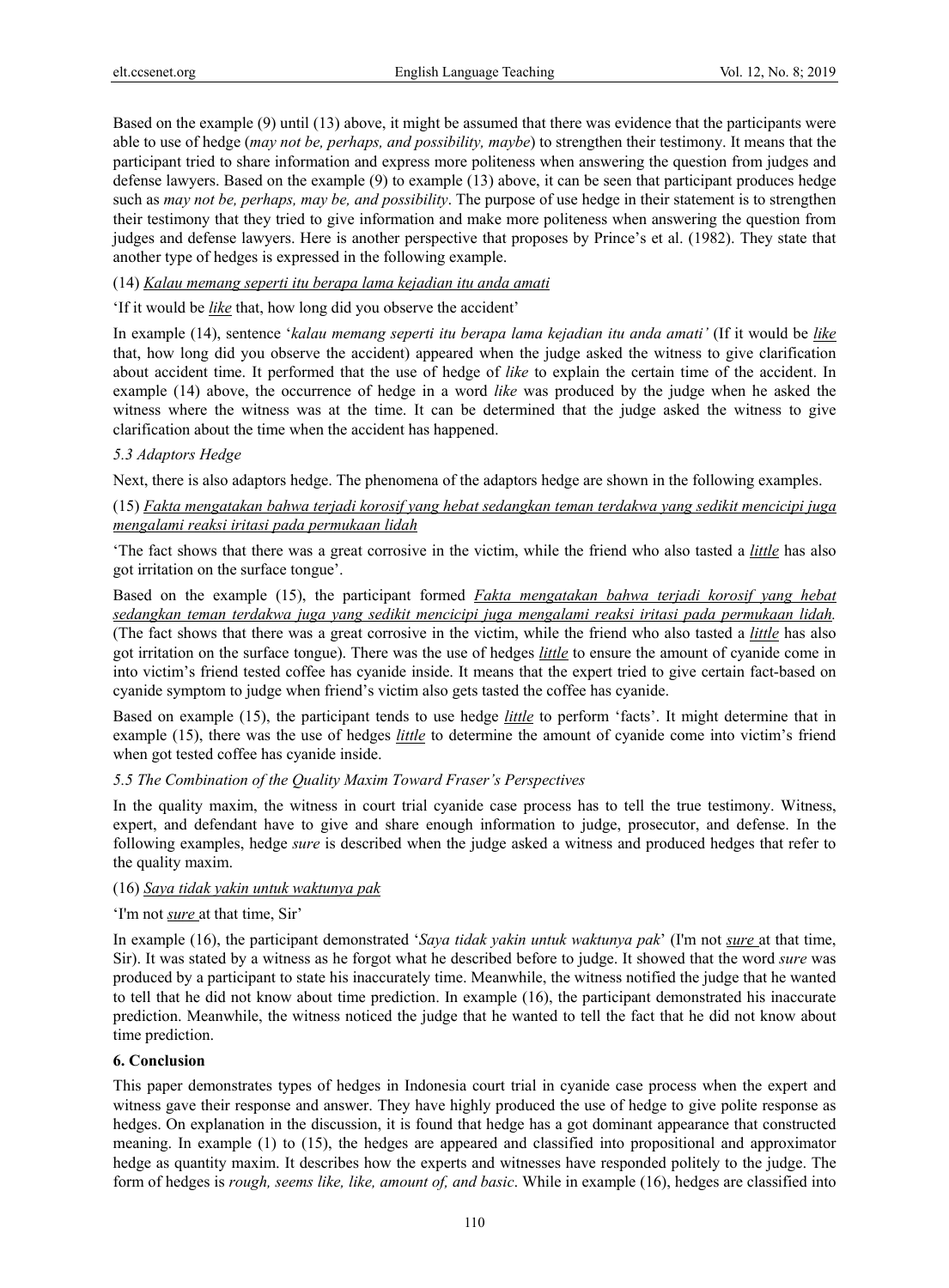Based on the example (9) until (13) above, it might be assumed that there was evidence that the participants were able to use of hedge (*may not be, perhaps, and possibility, maybe*) to strengthen their testimony. It means that the participant tried to share information and express more politeness when answering the question from judges and defense lawyers. Based on the example (9) to example (13) above, it can be seen that participant produces hedge such as *may not be, perhaps, may be, and possibility*. The purpose of use hedge in their statement is to strengthen their testimony that they tried to give information and make more politeness when answering the question from judges and defense lawyers. Here is another perspective that proposes by Prince's et al. (1982). They state that another type of hedges is expressed in the following example.

(14) *Kalau memang seperti itu berapa lama kejadian itu anda amati*

'If it would be *like* that, how long did you observe the accident'

In example (14), sentence '*kalau memang seperti itu berapa lama kejadian itu anda amati'* (If it would be *like* that, how long did you observe the accident) appeared when the judge asked the witness to give clarification about accident time. It performed that the use of hedge of *like* to explain the certain time of the accident. In example (14) above, the occurrence of hedge in a word *like* was produced by the judge when he asked the witness where the witness was at the time. It can be determined that the judge asked the witness to give clarification about the time when the accident has happened.

*5.3 Adaptors Hedge*

Next, there is also adaptors hedge. The phenomena of the adaptors hedge are shown in the following examples.

(15) *Fakta mengatakan bahwa terjadi korosif yang hebat sedangkan teman terdakwa yang sedikit mencicipi juga mengalami reaksi iritasi pada permukaan lidah*

'The fact shows that there was a great corrosive in the victim, while the friend who also tasted a *little* has also got irritation on the surface tongue'.

Based on the example (15), the participant formed *Fakta mengatakan bahwa terjadi korosif yang hebat sedangkan teman terdakwa juga yang sedikit mencicipi juga mengalami reaksi iritasi pada permukaan lidah.* (The fact shows that there was a great corrosive in the victim, while the friend who also tasted a *little* has also got irritation on the surface tongue). There was the use of hedges *little* to ensure the amount of cyanide come in into victim's friend tested coffee has cyanide inside. It means that the expert tried to give certain fact-based on cyanide symptom to judge when friend's victim also gets tasted the coffee has cyanide.

Based on example (15), the participant tends to use hedge *little* to perform 'facts'. It might determine that in example (15), there was the use of hedges *little* to determine the amount of cyanide come into victim's friend when got tested coffee has cyanide inside.

*5.5 The Combination of the Quality Maxim Toward Fraser's Perspectives*

In the quality maxim, the witness in court trial cyanide case process has to tell the true testimony. Witness, expert, and defendant have to give and share enough information to judge, prosecutor, and defense. In the following examples, hedge *sure* is described when the judge asked a witness and produced hedges that refer to the quality maxim.

(16) *Saya tidak yakin untuk waktunya pak*

'I'm not *sure* at that time, Sir'

In example (16), the participant demonstrated '*Saya tidak yakin untuk waktunya pak*' (I'm not *sure* at that time, Sir). It was stated by a witness as he forgot what he described before to judge. It showed that the word *sure* was produced by a participant to state his inaccurately time. Meanwhile, the witness notified the judge that he wanted to tell that he did not know about time prediction. In example (16), the participant demonstrated his inaccurate prediction. Meanwhile, the witness noticed the judge that he wanted to tell the fact that he did not know about time prediction.

## 6. Conclusion

This paper demonstrates types of hedges in Indonesia court trial in cyanide case process when the expert and witness gave their response and answer. They have highly produced the use of hedge to give polite response as hedges. On explanation in the discussion, it is found that hedge has a got dominant appearance that constructed meaning. In example (1) to (15), the hedges are appeared and classified into propositional and approximator hedge as quantity maxim. It describes how the experts and witnesses have responded politely to the judge. The form of hedges is *rough, seems like, like, amount of, and basic*. While in example (16), hedges are classified into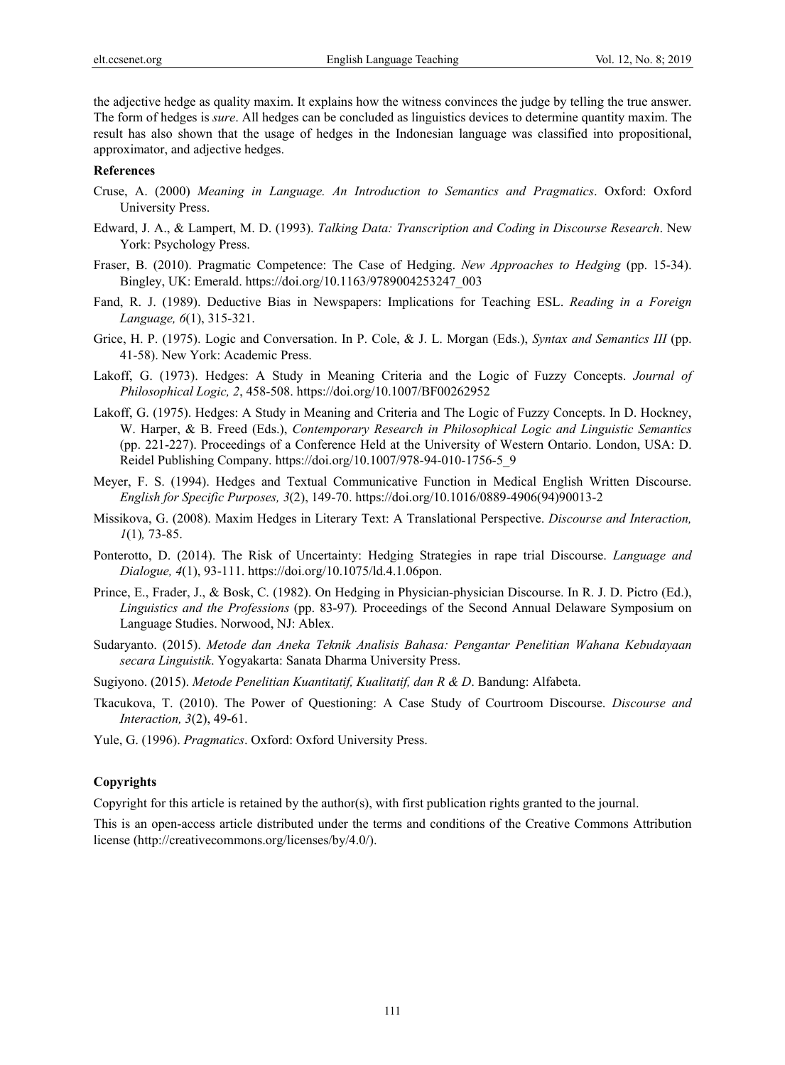the adjective hedge as quality maxim. It explains how the witness convinces the judge by telling the true answer. The form of hedges is *sure*. All hedges can be concluded as linguistics devices to determine quantity maxim. The result has also shown that the usage of hedges in the Indonesian language was classified into propositional, approximator, and adjective hedges.

## References

Cruse, A. (2000) *Meaning in Language. An Introduction to Semantics and Pragmatics*. Oxford: Oxford University Press.

Edward, J. A., & Lampert, M. D. (1993). *Talking Data: Transcription and Coding in Discourse Research*. New York: Psychology Press.

Fraser, B. (2010). Pragmatic Competence: The Case of Hedging. *New Approaches to Hedging* (pp. 15-34). Bingley, UK: Emerald. https://doi.org/10.1163/9789004253247_003

Fand, R. J. (1989). Deductive Bias in Newspapers: Implications for Teaching ESL. *Reading in a Foreign Language, 6*(1), 315-321.

Grice, H. P. (1975). Logic and Conversation. In P. Cole, & J. L. Morgan (Eds.), *Syntax and Semantics III* (pp. 41-58). New York: Academic Press.

Lakoff, G. (1973). Hedges: A Study in Meaning Criteria and the Logic of Fuzzy Concepts. *Journal of Philosophical Logic, 2*, 458-508. https://doi.org/10.1007/BF00262952

Lakoff, G. (1975). Hedges: A Study in Meaning and Criteria and The Logic of Fuzzy Concepts. In D. Hockney, W. Harper, & B. Freed (Eds.), *Contemporary Research in Philosophical Logic and Linguistic Semantics* (pp. 221-227). Proceedings of a Conference Held at the University of Western Ontario. London, USA: D. Reidel Publishing Company. https://doi.org/10.1007/978-94-010-1756-5_9

Meyer, F. S. (1994). Hedges and Textual Communicative Function in Medical English Written Discourse. *English for Specific Purposes, 3*(2), 149-70. https://doi.org/10.1016/0889-4906(94)90013-2

Missikova, G. (2008). Maxim Hedges in Literary Text: A Translational Perspective. *Discourse and Interaction, 1*(1)*,* 73-85.

Ponterotto, D. (2014). The Risk of Uncertainty: Hedging Strategies in rape trial Discourse. *Language and Dialogue, 4*(1), 93-111. https://doi.org/10.1075/ld.4.1.06pon.

Prince, E., Frader, J., & Bosk, C. (1982). On Hedging in Physician-physician Discourse. In R. J. D. Pictro (Ed.), *Linguistics and the Professions* (pp. 83-97)*.* Proceedings of the Second Annual Delaware Symposium on Language Studies. Norwood, NJ: Ablex.

Sudaryanto. (2015). *Metode dan Aneka Teknik Analisis Bahasa: Pengantar Penelitian Wahana Kebudayaan secara Linguistik*. Yogyakarta: Sanata Dharma University Press.

Sugiyono. (2015). *Metode Penelitian Kuantitatif, Kualitatif, dan R & D*. Bandung: Alfabeta.

Tkacukova, T. (2010). The Power of Questioning: A Case Study of Courtroom Discourse. *Discourse and Interaction, 3*(2), 49-61.

Yule, G. (1996). *Pragmatics*. Oxford: Oxford University Press.

## Copyrights

Copyright for this article is retained by the author(s), with first publication rights granted to the journal.

This is an open-access article distributed under the terms and conditions of the Creative Commons Attribution license (http://creativecommons.org/licenses/by/4.0/).